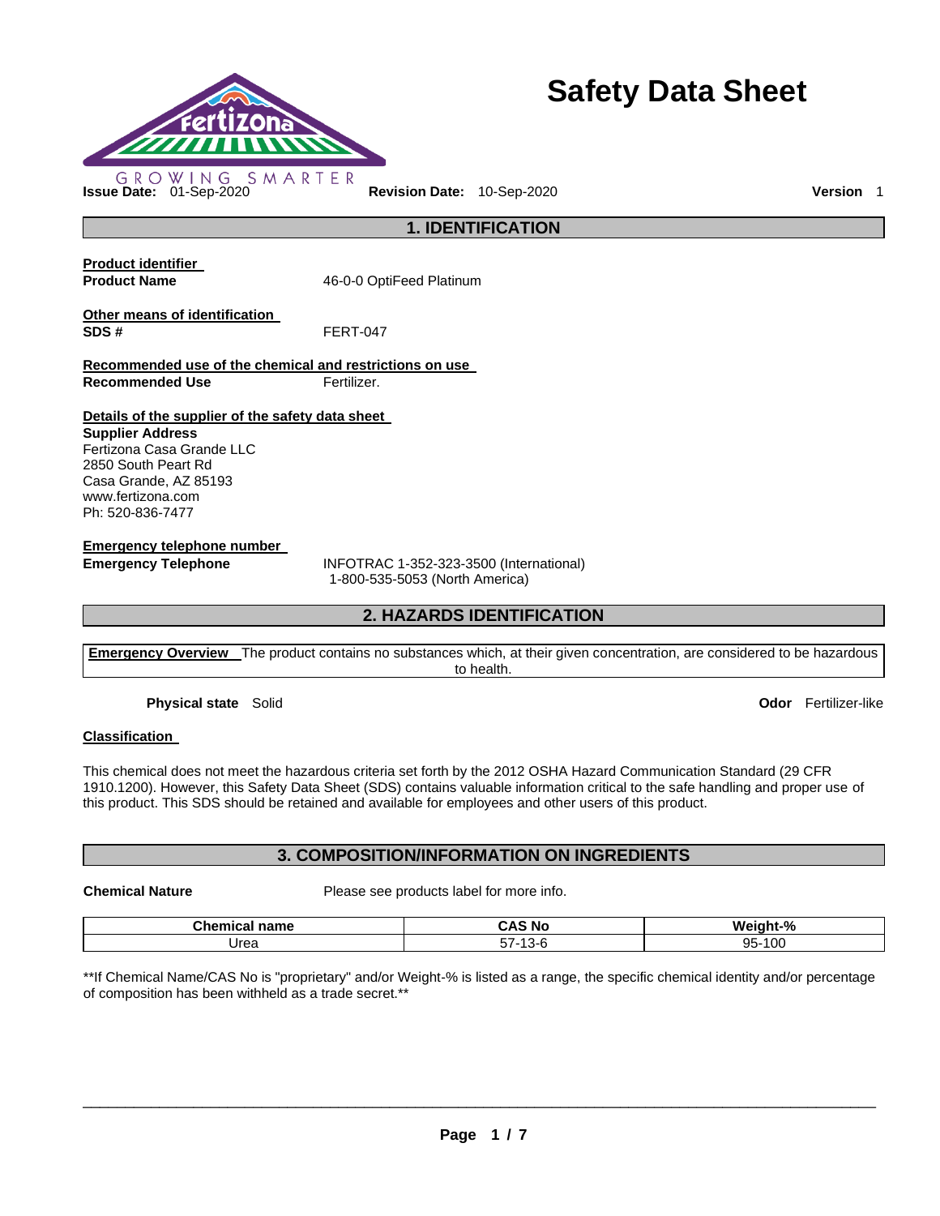# Safety Data Sheet

GROWING SMARTER

**Issue Date:** 01-Sep-2020 **Revision Date:** 10-Sep-2020 **Version** 1

## 1. IDENTIFICATION

**Product identifier**

**Product Name** 46-0-0 OptiFeed Platinum

**Other means of identification**

**SDS #** FERT-047

**Recommended use of the chemical and restrictions on use**

**Recommended Use** Fertilizer.

**Details of the supplier of the safety data sheet**

**Supplier Address**
Fertizona Casa Grande LLC
2850 South Peart Rd
Casa Grande, AZ 85193
www.fertizona.com
Ph: 520-836-7477

**Emergency telephone number**

**Emergency Telephone** INFOTRAC 1-352-323-3500 (International)
1-800-535-5053 (North America)

## 2. HAZARDS IDENTIFICATION

**Emergency Overview** The product contains no substances which, at their given concentration, are considered to be hazardous to health.

**Physical state** Solid **Odor** Fertilizer-like

**Classification**

This chemical does not meet the hazardous criteria set forth by the 2012 OSHA Hazard Communication Standard (29 CFR 1910.1200). However, this Safety Data Sheet (SDS) contains valuable information critical to the safe handling and proper use of this product. This SDS should be retained and available for employees and other users of this product.

## 3. COMPOSITION/INFORMATION ON INGREDIENTS

**Chemical Nature** Please see products label for more info.

| Chemical name | CAS No | Weight-% |
|---|---|---|
| Urea | 57-13-6 | 95-100 |

**If Chemical Name/CAS No is "proprietary" and/or Weight-% is listed as a range, the specific chemical identity and/or percentage of composition has been withheld as a trade secret.**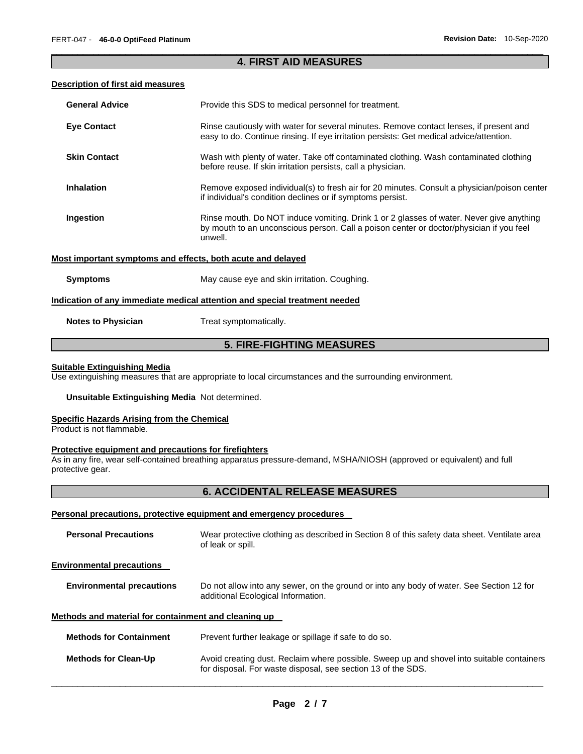## 4. FIRST AID MEASURES

### Description of first aid measures

**General Advice**
Provide this SDS to medical personnel for treatment.

**Eye Contact**
Rinse cautiously with water for several minutes. Remove contact lenses, if present and easy to do. Continue rinsing. If eye irritation persists: Get medical advice/attention.

**Skin Contact**
Wash with plenty of water. Take off contaminated clothing. Wash contaminated clothing before reuse. If skin irritation persists, call a physician.

**Inhalation**
Remove exposed individual(s) to fresh air for 20 minutes. Consult a physician/poison center if individual's condition declines or if symptoms persist.

**Ingestion**
Rinse mouth. Do NOT induce vomiting. Drink 1 or 2 glasses of water. Never give anything by mouth to an unconscious person. Call a poison center or doctor/physician if you feel unwell.

### Most important symptoms and effects, both acute and delayed

**Symptoms**
May cause eye and skin irritation. Coughing.

### Indication of any immediate medical attention and special treatment needed

**Notes to Physician**
Treat symptomatically.

## 5. FIRE-FIGHTING MEASURES

### Suitable Extinguishing Media

Use extinguishing measures that are appropriate to local circumstances and the surrounding environment.

**Unsuitable Extinguishing Media**
Not determined.

### Specific Hazards Arising from the Chemical

Product is not flammable.

### Protective equipment and precautions for firefighters

As in any fire, wear self-contained breathing apparatus pressure-demand, MSHA/NIOSH (approved or equivalent) and full protective gear.

## 6. ACCIDENTAL RELEASE MEASURES

### Personal precautions, protective equipment and emergency procedures

**Personal Precautions**
Wear protective clothing as described in Section 8 of this safety data sheet. Ventilate area of leak or spill.

### Environmental precautions

**Environmental precautions**
Do not allow into any sewer, on the ground or into any body of water. See Section 12 for additional Ecological Information.

### Methods and material for containment and cleaning up

**Methods for Containment**
Prevent further leakage or spillage if safe to do so.

**Methods for Clean-Up**
Avoid creating dust. Reclaim where possible. Sweep up and shovel into suitable containers for disposal. For waste disposal, see section 13 of the SDS.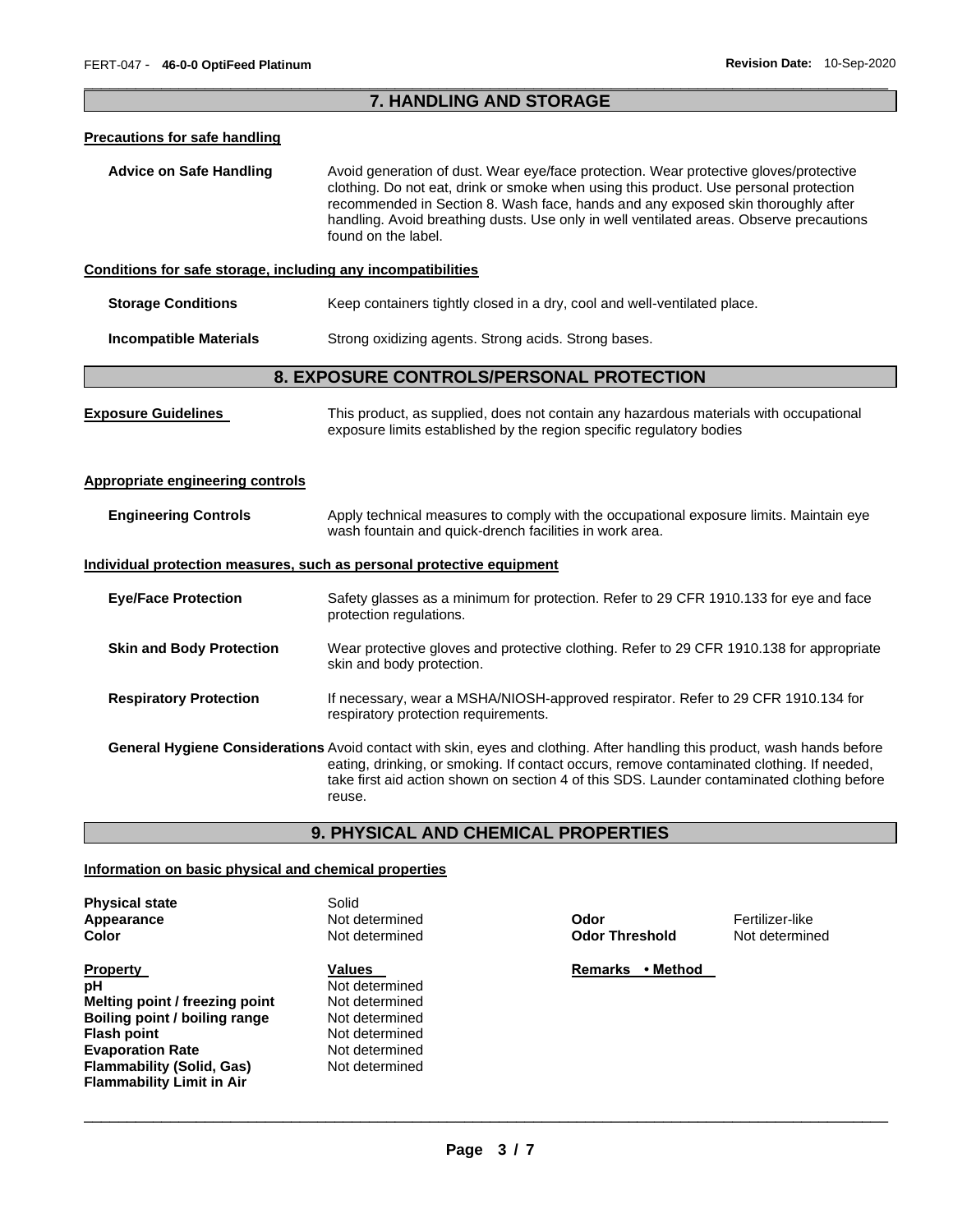## 7. HANDLING AND STORAGE

### Precautions for safe handling

**Advice on Safe Handling** Avoid generation of dust. Wear eye/face protection. Wear protective gloves/protective clothing. Do not eat, drink or smoke when using this product. Use personal protection recommended in Section 8. Wash face, hands and any exposed skin thoroughly after handling. Avoid breathing dusts. Use only in well ventilated areas. Observe precautions found on the label.

### Conditions for safe storage, including any incompatibilities

**Storage Conditions** Keep containers tightly closed in a dry, cool and well-ventilated place.

**Incompatible Materials** Strong oxidizing agents. Strong acids. Strong bases.

## 8. EXPOSURE CONTROLS/PERSONAL PROTECTION

**Exposure Guidelines** This product, as supplied, does not contain any hazardous materials with occupational exposure limits established by the region specific regulatory bodies

### Appropriate engineering controls

**Engineering Controls** Apply technical measures to comply with the occupational exposure limits. Maintain eye wash fountain and quick-drench facilities in work area.

### Individual protection measures, such as personal protective equipment

**Eye/Face Protection** Safety glasses as a minimum for protection. Refer to 29 CFR 1910.133 for eye and face protection regulations.

**Skin and Body Protection** Wear protective gloves and protective clothing. Refer to 29 CFR 1910.138 for appropriate skin and body protection.

**Respiratory Protection** If necessary, wear a MSHA/NIOSH-approved respirator. Refer to 29 CFR 1910.134 for respiratory protection requirements.

**General Hygiene Considerations** Avoid contact with skin, eyes and clothing. After handling this product, wash hands before eating, drinking, or smoking. If contact occurs, remove contaminated clothing. If needed, take first aid action shown on section 4 of this SDS. Launder contaminated clothing before reuse.

## 9. PHYSICAL AND CHEMICAL PROPERTIES

### Information on basic physical and chemical properties

| | | | |
|---|---|---|---|
| **Physical state** | Solid | | |
| **Appearance** | Not determined | **Odor** | Fertilizer-like |
| **Color** | Not determined | **Odor Threshold** | Not determined |

| **Property** | **Values** | **Remarks • Method** |
|---|---|---|
| **pH** | Not determined | |
| **Melting point / freezing point** | Not determined | |
| **Boiling point / boiling range** | Not determined | |
| **Flash point** | Not determined | |
| **Evaporation Rate** | Not determined | |
| **Flammability (Solid, Gas)** | Not determined | |
| **Flammability Limit in Air** | | |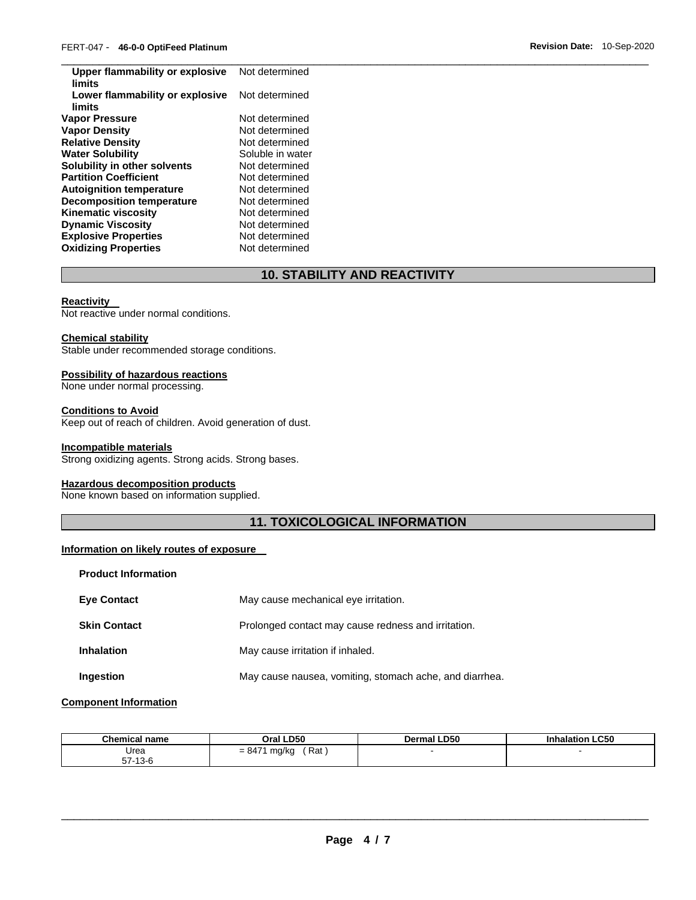| | |
|---|---|
| **Upper flammability or explosive limits** | Not determined |
| **Lower flammability or explosive limits** | Not determined |
| **Vapor Pressure** | Not determined |
| **Vapor Density** | Not determined |
| **Relative Density** | Not determined |
| **Water Solubility** | Soluble in water |
| **Solubility in other solvents** | Not determined |
| **Partition Coefficient** | Not determined |
| **Autoignition temperature** | Not determined |
| **Decomposition temperature** | Not determined |
| **Kinematic viscosity** | Not determined |
| **Dynamic Viscosity** | Not determined |
| **Explosive Properties** | Not determined |
| **Oxidizing Properties** | Not determined |

## 10. STABILITY AND REACTIVITY

**Reactivity**
Not reactive under normal conditions.

**Chemical stability**
Stable under recommended storage conditions.

**Possibility of hazardous reactions**
None under normal processing.

**Conditions to Avoid**
Keep out of reach of children. Avoid generation of dust.

**Incompatible materials**
Strong oxidizing agents. Strong acids. Strong bases.

**Hazardous decomposition products**
None known based on information supplied.

## 11. TOXICOLOGICAL INFORMATION

**Information on likely routes of exposure**

**Product Information**

| | |
|---|---|
| **Eye Contact** | May cause mechanical eye irritation. |
| **Skin Contact** | Prolonged contact may cause redness and irritation. |
| **Inhalation** | May cause irritation if inhaled. |
| **Ingestion** | May cause nausea, vomiting, stomach ache, and diarrhea. |

**Component Information**

| Chemical name | Oral LD50 | Dermal LD50 | Inhalation LC50 |
|---|---|---|---|
| Urea<br>57-13-6 | = 8471 mg/kg ( Rat ) | - | - |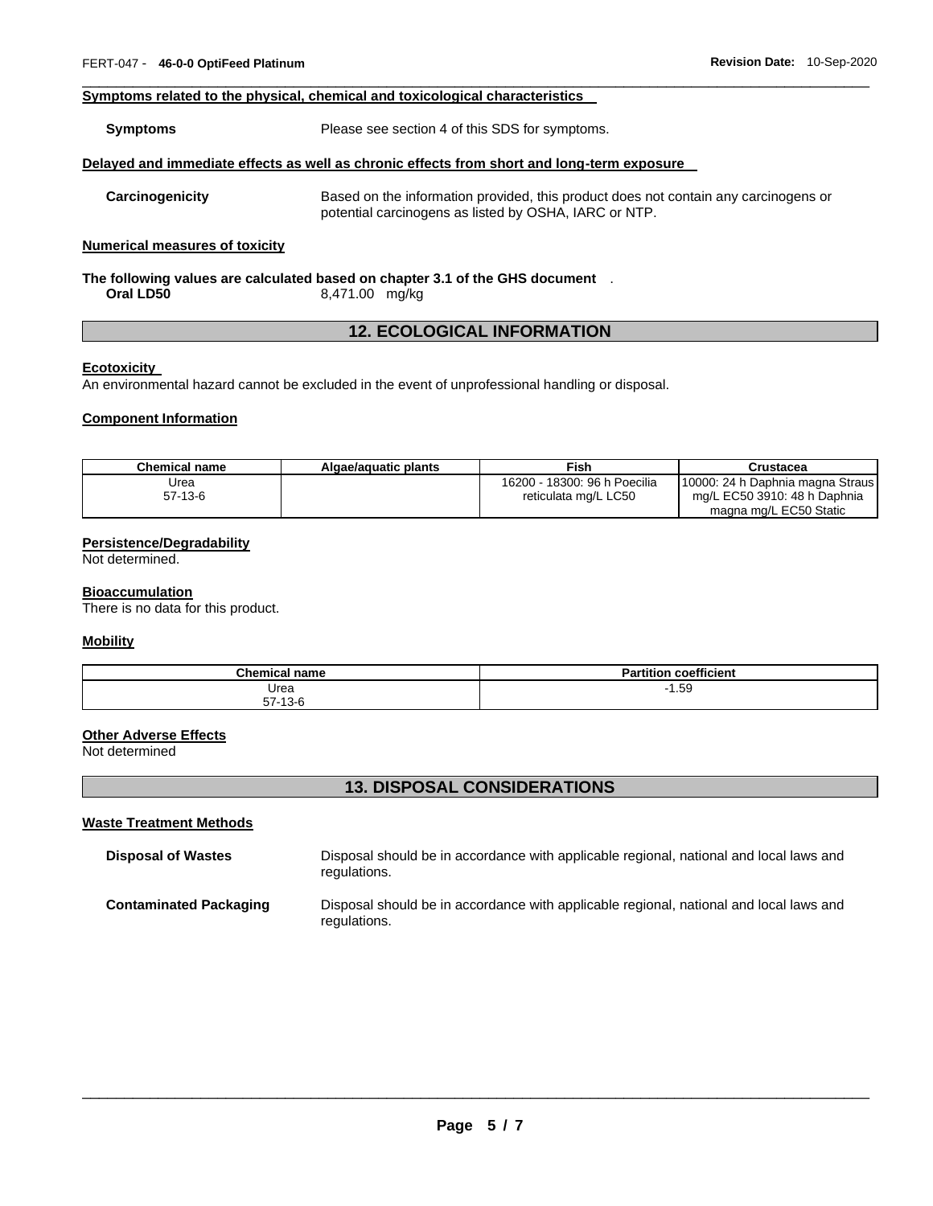**Symptoms related to the physical, chemical and toxicological characteristics**

**Symptoms** Please see section 4 of this SDS for symptoms.

**Delayed and immediate effects as well as chronic effects from short and long-term exposure**

**Carcinogenicity** Based on the information provided, this product does not contain any carcinogens or potential carcinogens as listed by OSHA, IARC or NTP.

**Numerical measures of toxicity**

**The following values are calculated based on chapter 3.1 of the GHS document** .

**Oral LD50** 8,471.00 mg/kg

## 12. ECOLOGICAL INFORMATION

**Ecotoxicity**

An environmental hazard cannot be excluded in the event of unprofessional handling or disposal.

**Component Information**

| Chemical name | Algae/aquatic plants | Fish | Crustacea |
|---|---|---|---|
| Urea<br>57-13-6 | | 16200 - 18300: 96 h Poecilia reticulata mg/L LC50 | 10000: 24 h Daphnia magna Straus mg/L EC50 3910: 48 h Daphnia magna mg/L EC50 Static |

**Persistence/Degradability**

Not determined.

**Bioaccumulation**

There is no data for this product.

**Mobility**

| Chemical name | Partition coefficient |
|---|---|
| Urea<br>57-13-6 | -1.59 |

**Other Adverse Effects**

Not determined

## 13. DISPOSAL CONSIDERATIONS

**Waste Treatment Methods**

**Disposal of Wastes** Disposal should be in accordance with applicable regional, national and local laws and regulations.

**Contaminated Packaging** Disposal should be in accordance with applicable regional, national and local laws and regulations.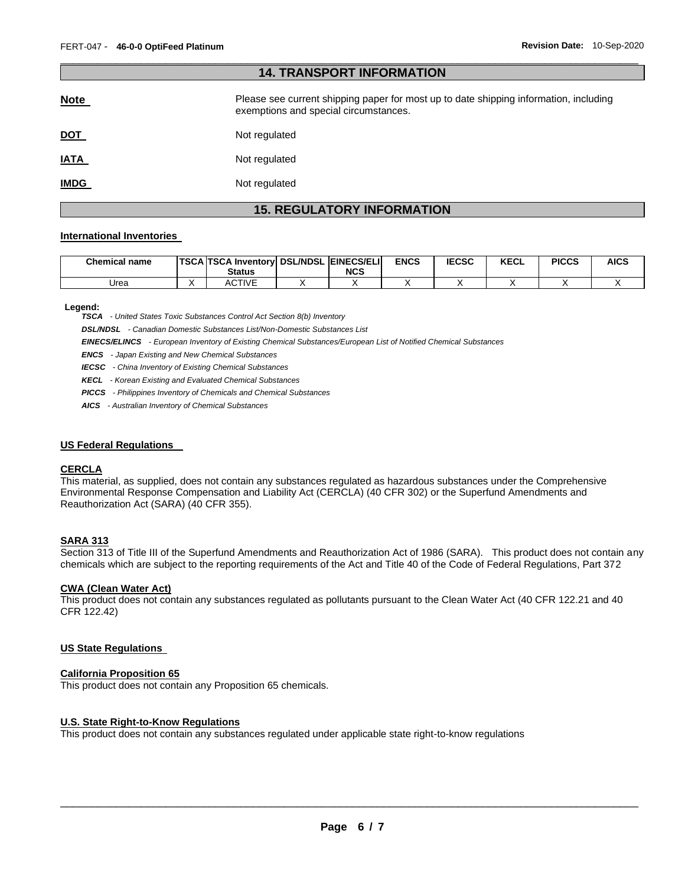## 14. TRANSPORT INFORMATION

**Note** Please see current shipping paper for most up to date shipping information, including exemptions and special circumstances.

**DOT** Not regulated

**IATA** Not regulated

**IMDG** Not regulated

## 15. REGULATORY INFORMATION

### International Inventories

| Chemical name | TSCA | TSCA Inventory Status | DSL/NDSL | EINECS/ELINCS | ENCS | IECSC | KECL | PICCS | AICS |
|---|---|---|---|---|---|---|---|---|---|
| Urea | X | ACTIVE | X | X | X | X | X | X | X |

**Legend:**

***TSCA*** *- United States Toxic Substances Control Act Section 8(b) Inventory*

***DSL/NDSL*** *- Canadian Domestic Substances List/Non-Domestic Substances List*

***EINECS/ELINCS*** *- European Inventory of Existing Chemical Substances/European List of Notified Chemical Substances*

***ENCS*** *- Japan Existing and New Chemical Substances*

***IECSC*** *- China Inventory of Existing Chemical Substances*

***KECL*** *- Korean Existing and Evaluated Chemical Substances*

***PICCS*** *- Philippines Inventory of Chemicals and Chemical Substances*

***AICS*** *- Australian Inventory of Chemical Substances*

### US Federal Regulations

**CERCLA**

This material, as supplied, does not contain any substances regulated as hazardous substances under the Comprehensive Environmental Response Compensation and Liability Act (CERCLA) (40 CFR 302) or the Superfund Amendments and Reauthorization Act (SARA) (40 CFR 355).

**SARA 313**

Section 313 of Title III of the Superfund Amendments and Reauthorization Act of 1986 (SARA). This product does not contain any chemicals which are subject to the reporting requirements of the Act and Title 40 of the Code of Federal Regulations, Part 372

**CWA (Clean Water Act)**

This product does not contain any substances regulated as pollutants pursuant to the Clean Water Act (40 CFR 122.21 and 40 CFR 122.42)

### US State Regulations

**California Proposition 65**

This product does not contain any Proposition 65 chemicals.

**U.S. State Right-to-Know Regulations**

This product does not contain any substances regulated under applicable state right-to-know regulations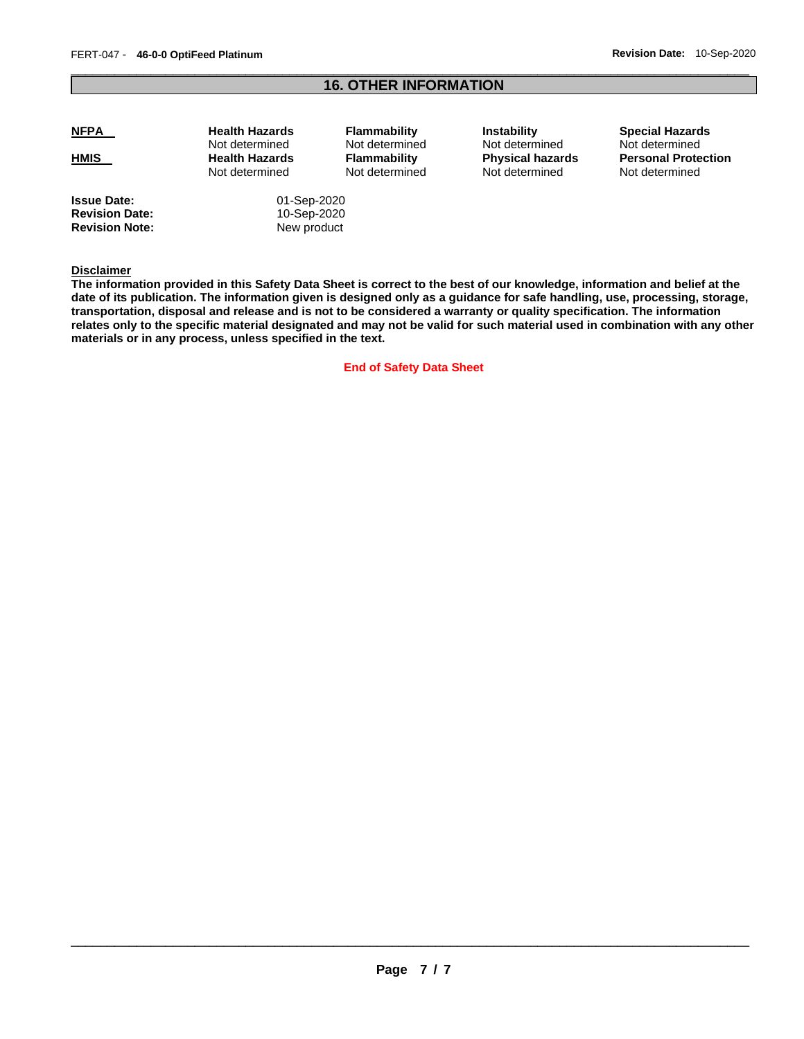## 16. OTHER INFORMATION

| | | | | |
|---|---|---|---|---|
| **NFPA** | **Health Hazards** | **Flammability** | **Instability** | **Special Hazards** |
| | Not determined | Not determined | Not determined | Not determined |
| **HMIS** | **Health Hazards** | **Flammability** | **Physical hazards** | **Personal Protection** |
| | Not determined | Not determined | Not determined | Not determined |

**Issue Date:** 01-Sep-2020
**Revision Date:** 10-Sep-2020
**Revision Note:** New product

**Disclaimer**

**The information provided in this Safety Data Sheet is correct to the best of our knowledge, information and belief at the date of its publication. The information given is designed only as a guidance for safe handling, use, processing, storage, transportation, disposal and release and is not to be considered a warranty or quality specification. The information relates only to the specific material designated and may not be valid for such material used in combination with any other materials or in any process, unless specified in the text.**

**End of Safety Data Sheet**